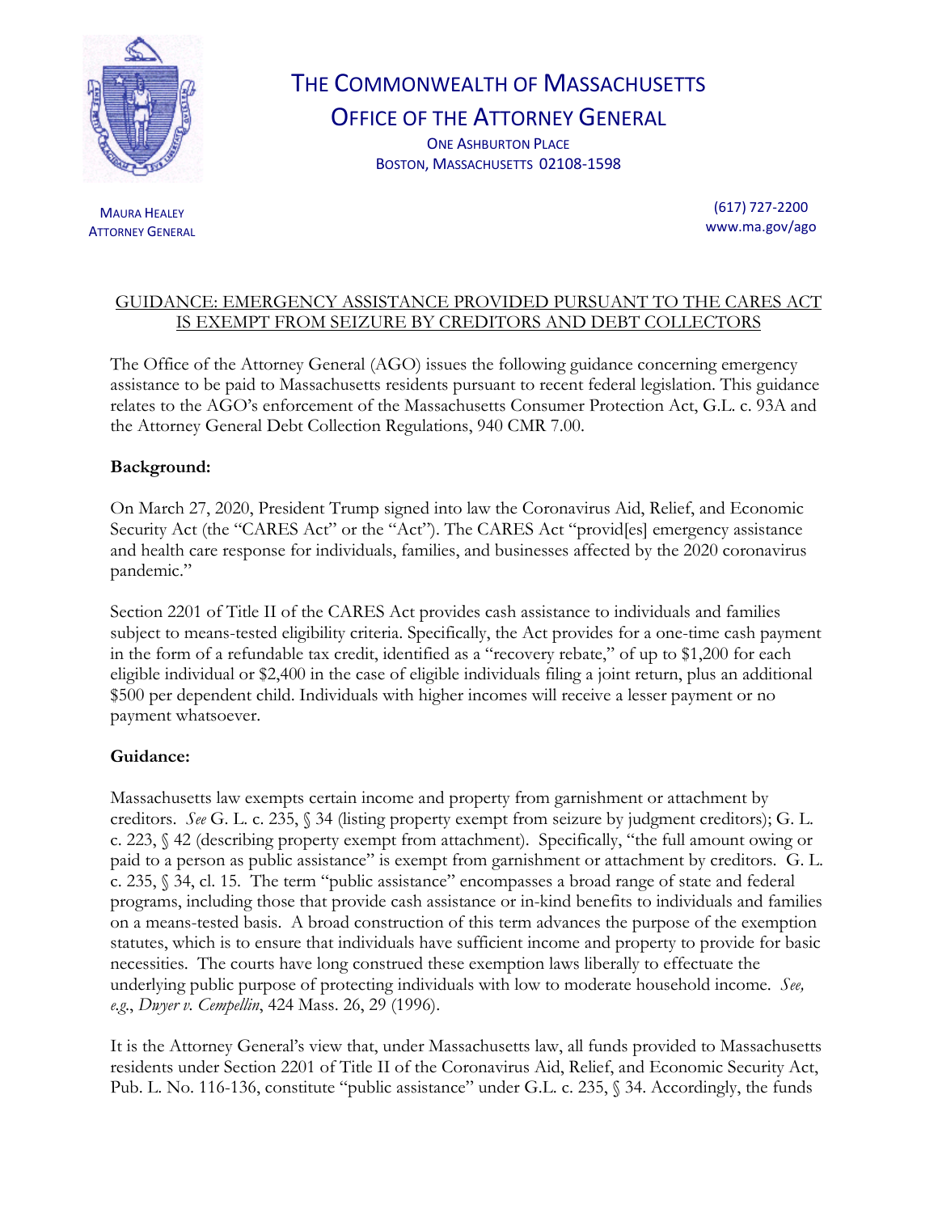# THE COMMONWEALTH OF MASSACHUSETTS
## OFFICE OF THE ATTORNEY GENERAL

ONE ASHBURTON PLACE
BOSTON, MASSACHUSETTS 02108-1598

MAURA HEALEY
ATTORNEY GENERAL

(617) 727-2200
www.ma.gov/ago

## GUIDANCE: EMERGENCY ASSISTANCE PROVIDED PURSUANT TO THE CARES ACT IS EXEMPT FROM SEIZURE BY CREDITORS AND DEBT COLLECTORS

The Office of the Attorney General (AGO) issues the following guidance concerning emergency assistance to be paid to Massachusetts residents pursuant to recent federal legislation. This guidance relates to the AGO's enforcement of the Massachusetts Consumer Protection Act, G.L. c. 93A and the Attorney General Debt Collection Regulations, 940 CMR 7.00.

**Background:**

On March 27, 2020, President Trump signed into law the Coronavirus Aid, Relief, and Economic Security Act (the "CARES Act" or the "Act"). The CARES Act "provid[es] emergency assistance and health care response for individuals, families, and businesses affected by the 2020 coronavirus pandemic."

Section 2201 of Title II of the CARES Act provides cash assistance to individuals and families subject to means-tested eligibility criteria. Specifically, the Act provides for a one-time cash payment in the form of a refundable tax credit, identified as a "recovery rebate," of up to $1,200 for each eligible individual or $2,400 in the case of eligible individuals filing a joint return, plus an additional $500 per dependent child. Individuals with higher incomes will receive a lesser payment or no payment whatsoever.

**Guidance:**

Massachusetts law exempts certain income and property from garnishment or attachment by creditors. *See* G. L. c. 235, § 34 (listing property exempt from seizure by judgment creditors); G. L. c. 223, § 42 (describing property exempt from attachment). Specifically, "the full amount owing or paid to a person as public assistance" is exempt from garnishment or attachment by creditors. G. L. c. 235, § 34, cl. 15. The term "public assistance" encompasses a broad range of state and federal programs, including those that provide cash assistance or in-kind benefits to individuals and families on a means-tested basis. A broad construction of this term advances the purpose of the exemption statutes, which is to ensure that individuals have sufficient income and property to provide for basic necessities. The courts have long construed these exemption laws liberally to effectuate the underlying public purpose of protecting individuals with low to moderate household income. *See, e.g.*, *Dwyer v. Cempellin*, 424 Mass. 26, 29 (1996).

It is the Attorney General's view that, under Massachusetts law, all funds provided to Massachusetts residents under Section 2201 of Title II of the Coronavirus Aid, Relief, and Economic Security Act, Pub. L. No. 116-136, constitute "public assistance" under G.L. c. 235, § 34. Accordingly, the funds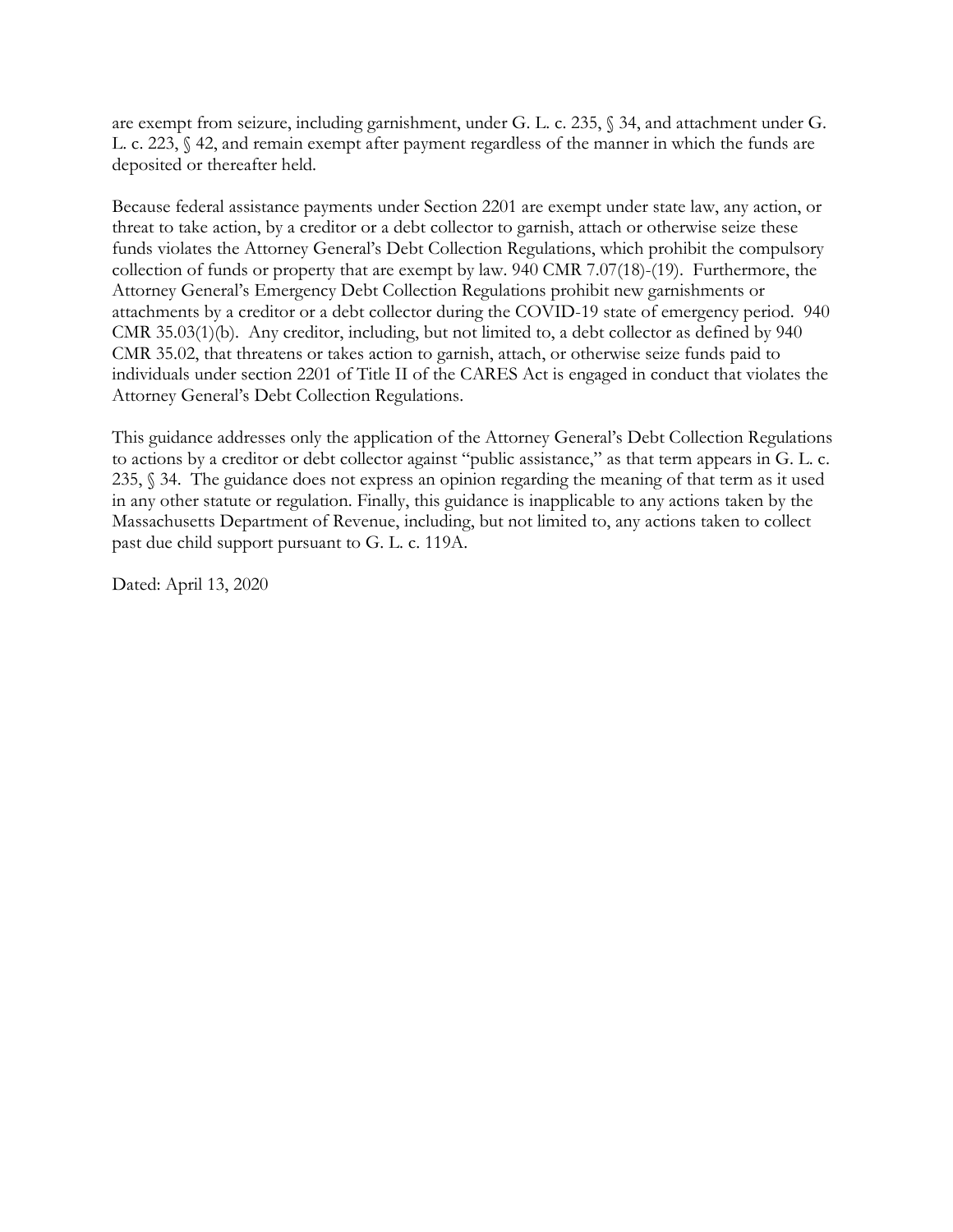are exempt from seizure, including garnishment, under G. L. c. 235, § 34, and attachment under G. L. c. 223, § 42, and remain exempt after payment regardless of the manner in which the funds are deposited or thereafter held.

Because federal assistance payments under Section 2201 are exempt under state law, any action, or threat to take action, by a creditor or a debt collector to garnish, attach or otherwise seize these funds violates the Attorney General's Debt Collection Regulations, which prohibit the compulsory collection of funds or property that are exempt by law. 940 CMR 7.07(18)-(19). Furthermore, the Attorney General's Emergency Debt Collection Regulations prohibit new garnishments or attachments by a creditor or a debt collector during the COVID-19 state of emergency period. 940 CMR 35.03(1)(b). Any creditor, including, but not limited to, a debt collector as defined by 940 CMR 35.02, that threatens or takes action to garnish, attach, or otherwise seize funds paid to individuals under section 2201 of Title II of the CARES Act is engaged in conduct that violates the Attorney General's Debt Collection Regulations.

This guidance addresses only the application of the Attorney General's Debt Collection Regulations to actions by a creditor or debt collector against "public assistance," as that term appears in G. L. c. 235, § 34. The guidance does not express an opinion regarding the meaning of that term as it used in any other statute or regulation. Finally, this guidance is inapplicable to any actions taken by the Massachusetts Department of Revenue, including, but not limited to, any actions taken to collect past due child support pursuant to G. L. c. 119A.

Dated: April 13, 2020